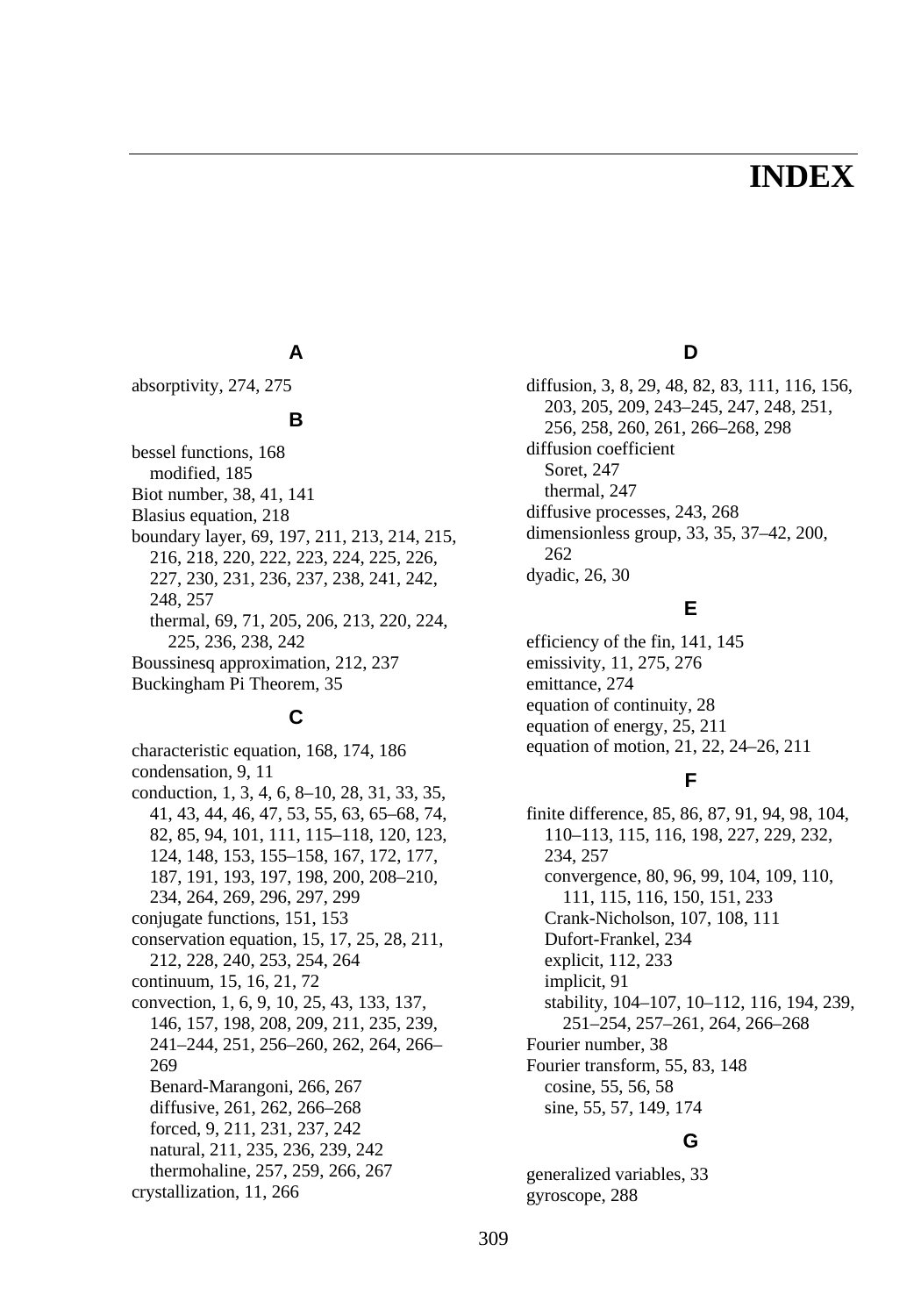# INDEX

## A

absorptivity, 274, 275

## B

bessel functions, 168
- modified, 185

Biot number, 38, 41, 141
Blasius equation, 218
boundary layer, 69, 197, 211, 213, 214, 215, 216, 218, 220, 222, 223, 224, 225, 226, 227, 230, 231, 236, 237, 238, 241, 242, 248, 257
- thermal, 69, 71, 205, 206, 213, 220, 224, 225, 236, 238, 242

Boussinesq approximation, 212, 237
Buckingham Pi Theorem, 35

## C

characteristic equation, 168, 174, 186
condensation, 9, 11
conduction, 1, 3, 4, 6, 8–10, 28, 31, 33, 35, 41, 43, 44, 46, 47, 53, 55, 63, 65–68, 74, 82, 85, 94, 101, 111, 115–118, 120, 123, 124, 148, 153, 155–158, 167, 172, 177, 187, 191, 193, 197, 198, 200, 208–210, 234, 264, 269, 296, 297, 299
conjugate functions, 151, 153
conservation equation, 15, 17, 25, 28, 211, 212, 228, 240, 253, 254, 264
continuum, 15, 16, 21, 72
convection, 1, 6, 9, 10, 25, 43, 133, 137, 146, 157, 198, 208, 209, 211, 235, 239, 241–244, 251, 256–260, 262, 264, 266–269
- Benard-Marangoni, 266, 267
- diffusive, 261, 262, 266–268
- forced, 9, 211, 231, 237, 242
- natural, 211, 235, 236, 239, 242
- thermohaline, 257, 259, 266, 267

crystallization, 11, 266

## D

diffusion, 3, 8, 29, 48, 82, 83, 111, 116, 156, 203, 205, 209, 243–245, 247, 248, 251, 256, 258, 260, 261, 266–268, 298
diffusion coefficient
- Soret, 247
- thermal, 247

diffusive processes, 243, 268
dimensionless group, 33, 35, 37–42, 200, 262
dyadic, 26, 30

## E

efficiency of the fin, 141, 145
emissivity, 11, 275, 276
emittance, 274
equation of continuity, 28
equation of energy, 25, 211
equation of motion, 21, 22, 24–26, 211

## F

finite difference, 85, 86, 87, 91, 94, 98, 104, 110–113, 115, 116, 198, 227, 229, 232, 234, 257
- convergence, 80, 96, 99, 104, 109, 110, 111, 115, 116, 150, 151, 233
- Crank-Nicholson, 107, 108, 111
- Dufort-Frankel, 234
- explicit, 112, 233
- implicit, 91
- stability, 104–107, 10–112, 116, 194, 239, 251–254, 257–261, 264, 266–268

Fourier number, 38
Fourier transform, 55, 83, 148
- cosine, 55, 56, 58
- sine, 55, 57, 149, 174

## G

generalized variables, 33
gyroscope, 288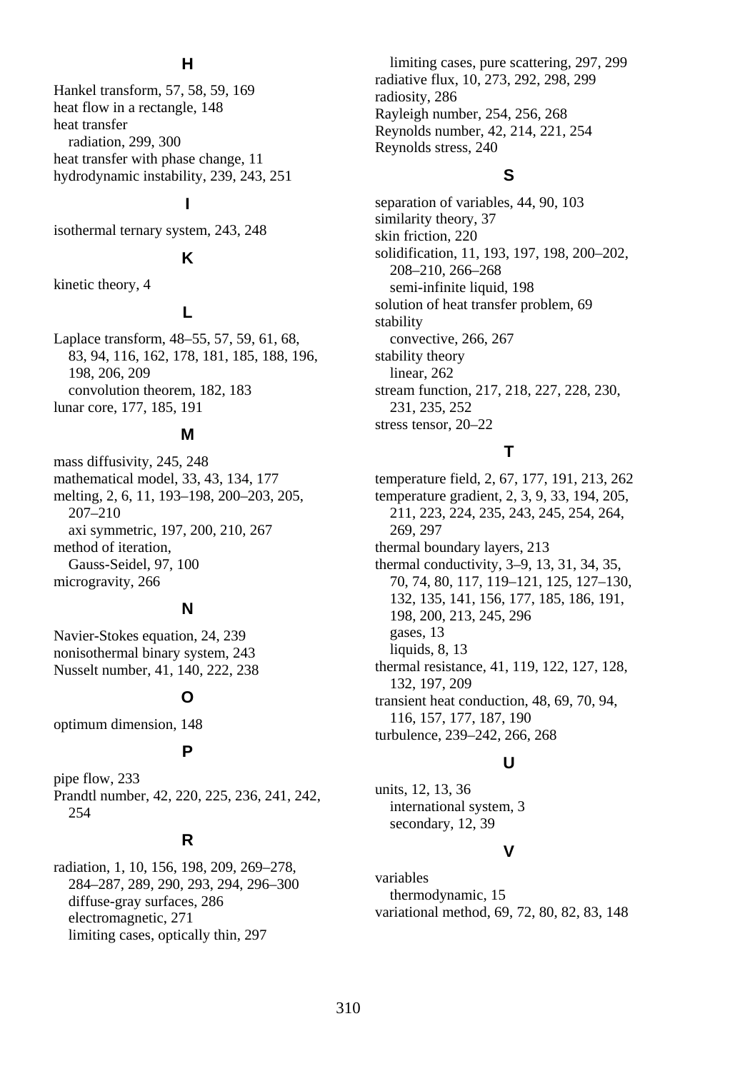## H

Hankel transform, 57, 58, 59, 169
heat flow in a rectangle, 148
heat transfer
  radiation, 299, 300
heat transfer with phase change, 11
hydrodynamic instability, 239, 243, 251

## I

isothermal ternary system, 243, 248

## K

kinetic theory, 4

## L

Laplace transform, 48–55, 57, 59, 61, 68, 83, 94, 116, 162, 178, 181, 185, 188, 196, 198, 206, 209
  convolution theorem, 182, 183
lunar core, 177, 185, 191

## M

mass diffusivity, 245, 248
mathematical model, 33, 43, 134, 177
melting, 2, 6, 11, 193–198, 200–203, 205, 207–210
  axi symmetric, 197, 200, 210, 267
method of iteration,
  Gauss-Seidel, 97, 100
microgravity, 266

## N

Navier-Stokes equation, 24, 239
nonisothermal binary system, 243
Nusselt number, 41, 140, 222, 238

## O

optimum dimension, 148

## P

pipe flow, 233
Prandtl number, 42, 220, 225, 236, 241, 242, 254

## R

radiation, 1, 10, 156, 198, 209, 269–278, 284–287, 289, 290, 293, 294, 296–300
  diffuse-gray surfaces, 286
  electromagnetic, 271
  limiting cases, optically thin, 297
  limiting cases, pure scattering, 297, 299
radiative flux, 10, 273, 292, 298, 299
radiosity, 286
Rayleigh number, 254, 256, 268
Reynolds number, 42, 214, 221, 254
Reynolds stress, 240

## S

separation of variables, 44, 90, 103
similarity theory, 37
skin friction, 220
solidification, 11, 193, 197, 198, 200–202, 208–210, 266–268
  semi-infinite liquid, 198
solution of heat transfer problem, 69
stability
  convective, 266, 267
stability theory
  linear, 262
stream function, 217, 218, 227, 228, 230, 231, 235, 252
stress tensor, 20–22

## T

temperature field, 2, 67, 177, 191, 213, 262
temperature gradient, 2, 3, 9, 33, 194, 205, 211, 223, 224, 235, 243, 245, 254, 264, 269, 297
thermal boundary layers, 213
thermal conductivity, 3–9, 13, 31, 34, 35, 70, 74, 80, 117, 119–121, 125, 127–130, 132, 135, 141, 156, 177, 185, 186, 191, 198, 200, 213, 245, 296
  gases, 13
  liquids, 8, 13
thermal resistance, 41, 119, 122, 127, 128, 132, 197, 209
transient heat conduction, 48, 69, 70, 94, 116, 157, 177, 187, 190
turbulence, 239–242, 266, 268

## U

units, 12, 13, 36
  international system, 3
  secondary, 12, 39

## V

variables
  thermodynamic, 15
variational method, 69, 72, 80, 82, 83, 148